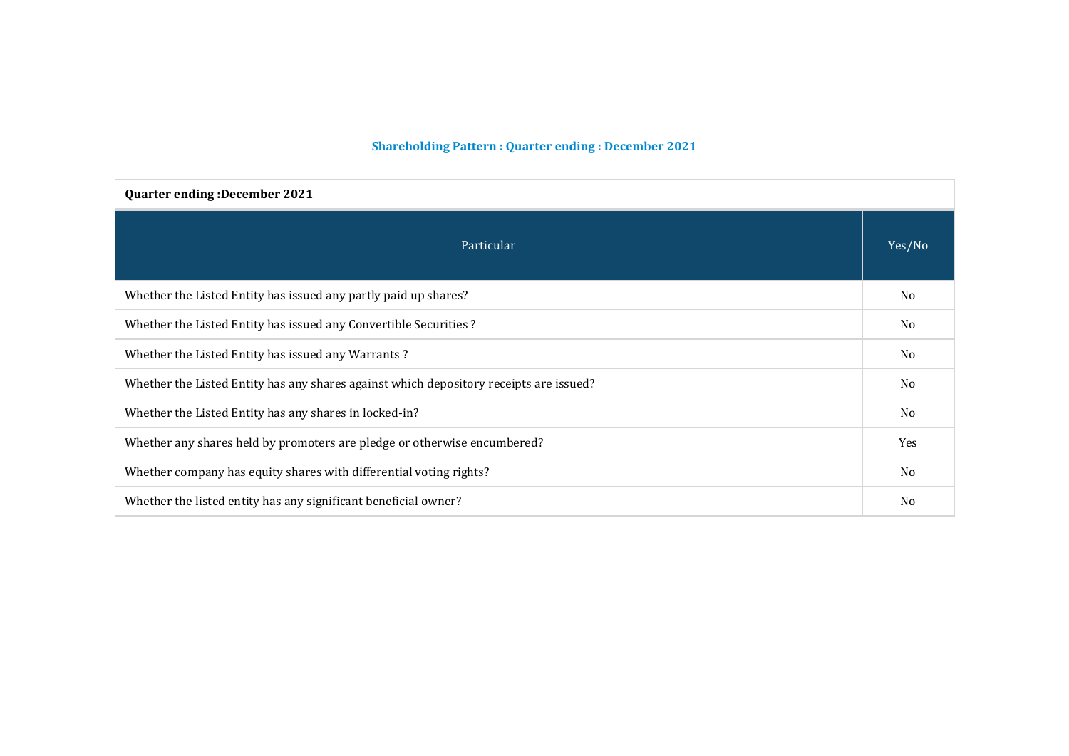## Shareholding Pattern : Quarter ending : December 2021

**Quarter ending :December 2021**

| Particular | Yes/No |
|---|---|
| Whether the Listed Entity has issued any partly paid up shares? | No |
| Whether the Listed Entity has issued any Convertible Securities ? | No |
| Whether the Listed Entity has issued any Warrants ? | No |
| Whether the Listed Entity has any shares against which depository receipts are issued? | No |
| Whether the Listed Entity has any shares in locked-in? | No |
| Whether any shares held by promoters are pledge or otherwise encumbered? | Yes |
| Whether company has equity shares with differential voting rights? | No |
| Whether the listed entity has any significant beneficial owner? | No |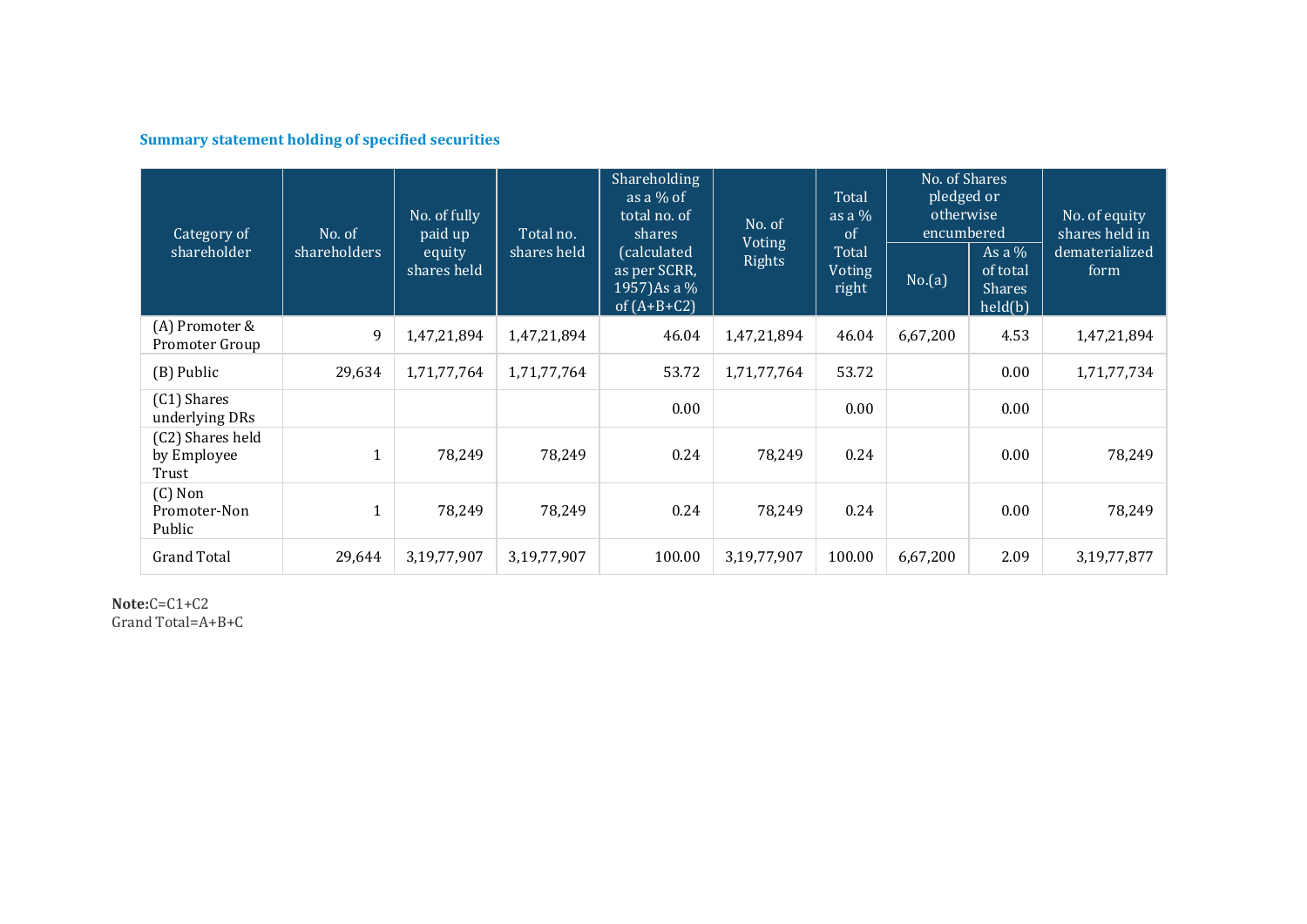### Summary statement holding of specified securities

| Category of shareholder | No. of shareholders | No. of fully paid up equity shares held | Total no. shares held | Shareholding as a % of total no. of shares (calculated as per SCRR, 1957)As a % of (A+B+C2) | No. of Voting Rights | Total as a % of Total Voting right | No. of Shares pledged or otherwise encumbered | | No. of equity shares held in dematerialized form |
|---|---|---|---|---|---|---|---|---|---|
| | | | | | | | No.(a) | As a % of total Shares held(b) | |
| (A) Promoter & Promoter Group | 9 | 1,47,21,894 | 1,47,21,894 | 46.04 | 1,47,21,894 | 46.04 | 6,67,200 | 4.53 | 1,47,21,894 |
| (B) Public | 29,634 | 1,71,77,764 | 1,71,77,764 | 53.72 | 1,71,77,764 | 53.72 | | 0.00 | 1,71,77,734 |
| (C1) Shares underlying DRs | | | | 0.00 | | 0.00 | | 0.00 | |
| (C2) Shares held by Employee Trust | 1 | 78,249 | 78,249 | 0.24 | 78,249 | 0.24 | | 0.00 | 78,249 |
| (C) Non Promoter-Non Public | 1 | 78,249 | 78,249 | 0.24 | 78,249 | 0.24 | | 0.00 | 78,249 |
| Grand Total | 29,644 | 3,19,77,907 | 3,19,77,907 | 100.00 | 3,19,77,907 | 100.00 | 6,67,200 | 2.09 | 3,19,77,877 |

**Note:**C=C1+C2
Grand Total=A+B+C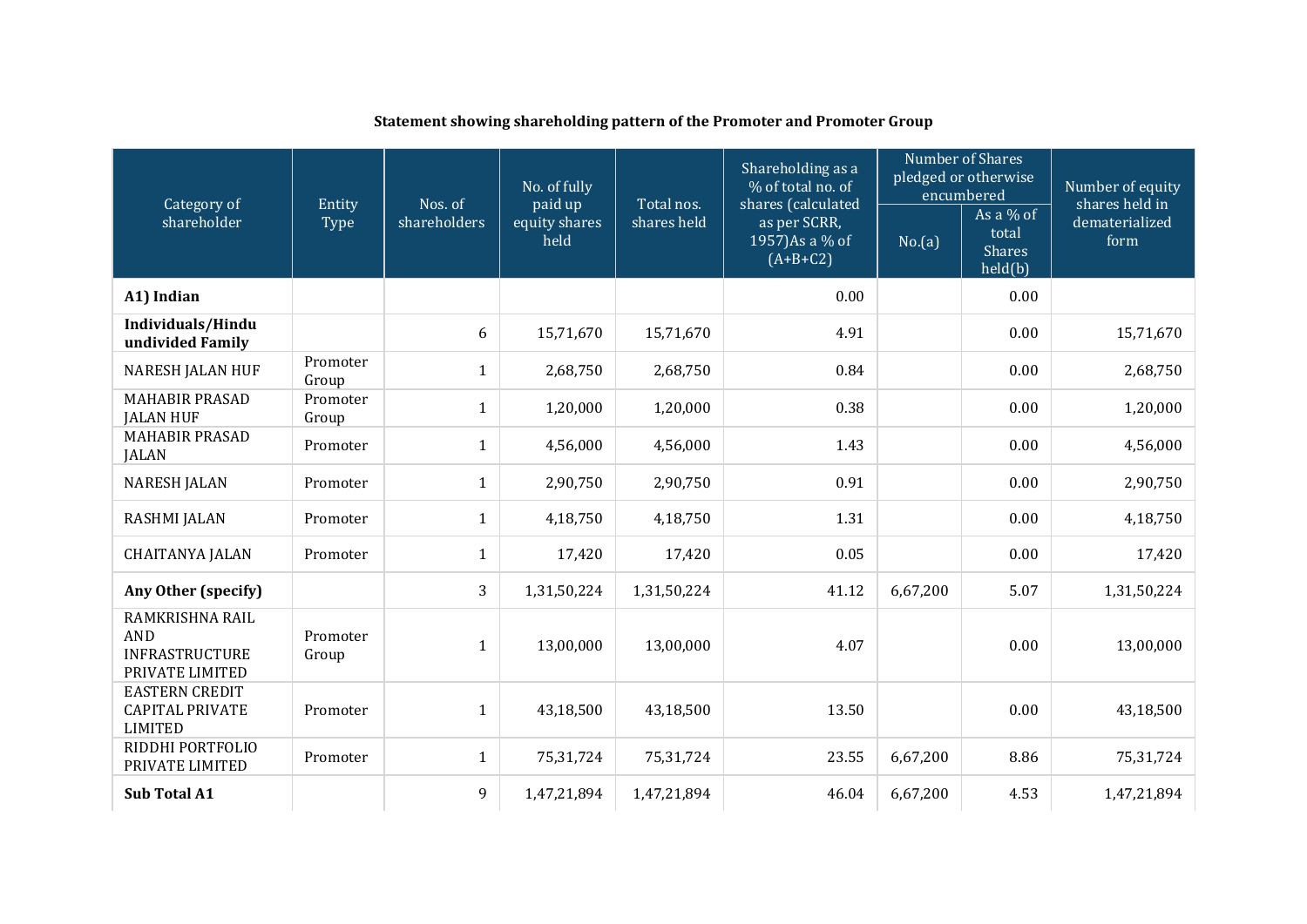**Statement showing shareholding pattern of the Promoter and Promoter Group**

| Category of shareholder | Entity Type | Nos. of shareholders | No. of fully paid up equity shares held | Total nos. shares held | Shareholding as a % of total no. of shares (calculated as per SCRR, 1957)As a % of (A+B+C2) | Number of Shares pledged or otherwise encumbered | | Number of equity shares held in dematerialized form |
|---|---|---|---|---|---|---|---|---|
| | | | | | | No.(a) | As a % of total Shares held(b) | |
| **A1) Indian** | | | | | 0.00 | | 0.00 | |
| **Individuals/Hindu undivided Family** | | 6 | 15,71,670 | 15,71,670 | 4.91 | | 0.00 | 15,71,670 |
| NARESH JALAN HUF | Promoter Group | 1 | 2,68,750 | 2,68,750 | 0.84 | | 0.00 | 2,68,750 |
| MAHABIR PRASAD JALAN HUF | Promoter Group | 1 | 1,20,000 | 1,20,000 | 0.38 | | 0.00 | 1,20,000 |
| MAHABIR PRASAD JALAN | Promoter | 1 | 4,56,000 | 4,56,000 | 1.43 | | 0.00 | 4,56,000 |
| NARESH JALAN | Promoter | 1 | 2,90,750 | 2,90,750 | 0.91 | | 0.00 | 2,90,750 |
| RASHMI JALAN | Promoter | 1 | 4,18,750 | 4,18,750 | 1.31 | | 0.00 | 4,18,750 |
| CHAITANYA JALAN | Promoter | 1 | 17,420 | 17,420 | 0.05 | | 0.00 | 17,420 |
| **Any Other (specify)** | | 3 | 1,31,50,224 | 1,31,50,224 | 41.12 | 6,67,200 | 5.07 | 1,31,50,224 |
| RAMKRISHNA RAIL AND INFRASTRUCTURE PRIVATE LIMITED | Promoter Group | 1 | 13,00,000 | 13,00,000 | 4.07 | | 0.00 | 13,00,000 |
| EASTERN CREDIT CAPITAL PRIVATE LIMITED | Promoter | 1 | 43,18,500 | 43,18,500 | 13.50 | | 0.00 | 43,18,500 |
| RIDDHI PORTFOLIO PRIVATE LIMITED | Promoter | 1 | 75,31,724 | 75,31,724 | 23.55 | 6,67,200 | 8.86 | 75,31,724 |
| **Sub Total A1** | | 9 | 1,47,21,894 | 1,47,21,894 | 46.04 | 6,67,200 | 4.53 | 1,47,21,894 |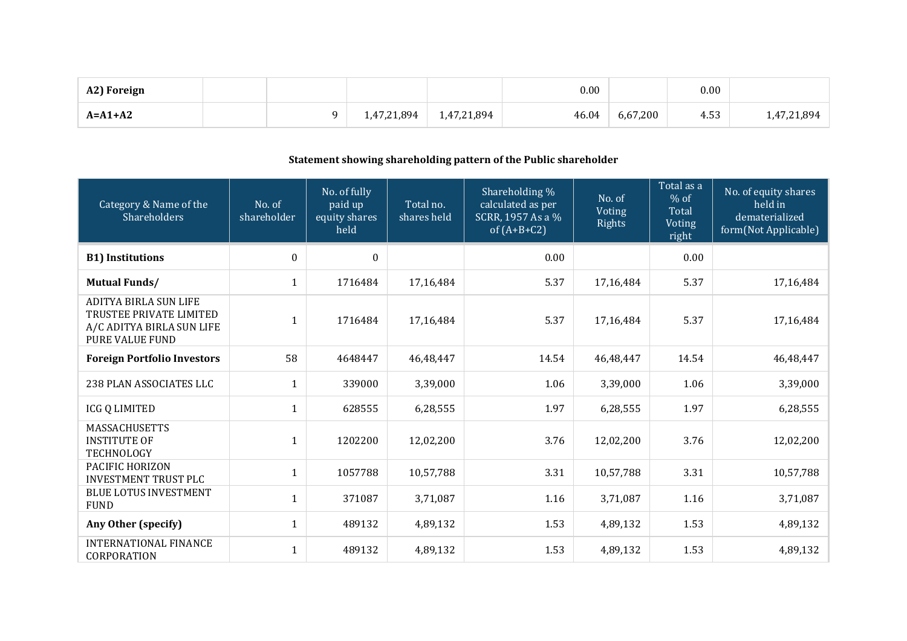| | | | | | | | | |
|---|---|---|---|---|---|---|---|---|
| **A2) Foreign** | | | | | 0.00 | | 0.00 | |
| **A=A1+A2** | | 9 | 1,47,21,894 | 1,47,21,894 | 46.04 | 6,67,200 | 4.53 | 1,47,21,894 |

**Statement showing shareholding pattern of the Public shareholder**

| Category & Name of the Shareholders | No. of shareholder | No. of fully paid up equity shares held | Total no. shares held | Shareholding % calculated as per SCRR, 1957 As a % of (A+B+C2) | No. of Voting Rights | Total as a % of Total Voting right | No. of equity shares held in dematerialized form(Not Applicable) |
|---|---|---|---|---|---|---|---|
| **B1) Institutions** | 0 | 0 | | 0.00 | | 0.00 | |
| **Mutual Funds/** | 1 | 1716484 | 17,16,484 | 5.37 | 17,16,484 | 5.37 | 17,16,484 |
| ADITYA BIRLA SUN LIFE TRUSTEE PRIVATE LIMITED A/C ADITYA BIRLA SUN LIFE PURE VALUE FUND | 1 | 1716484 | 17,16,484 | 5.37 | 17,16,484 | 5.37 | 17,16,484 |
| **Foreign Portfolio Investors** | 58 | 4648447 | 46,48,447 | 14.54 | 46,48,447 | 14.54 | 46,48,447 |
| 238 PLAN ASSOCIATES LLC | 1 | 339000 | 3,39,000 | 1.06 | 3,39,000 | 1.06 | 3,39,000 |
| ICG Q LIMITED | 1 | 628555 | 6,28,555 | 1.97 | 6,28,555 | 1.97 | 6,28,555 |
| MASSACHUSETTS INSTITUTE OF TECHNOLOGY | 1 | 1202200 | 12,02,200 | 3.76 | 12,02,200 | 3.76 | 12,02,200 |
| PACIFIC HORIZON INVESTMENT TRUST PLC | 1 | 1057788 | 10,57,788 | 3.31 | 10,57,788 | 3.31 | 10,57,788 |
| BLUE LOTUS INVESTMENT FUND | 1 | 371087 | 3,71,087 | 1.16 | 3,71,087 | 1.16 | 3,71,087 |
| **Any Other (specify)** | 1 | 489132 | 4,89,132 | 1.53 | 4,89,132 | 1.53 | 4,89,132 |
| INTERNATIONAL FINANCE CORPORATION | 1 | 489132 | 4,89,132 | 1.53 | 4,89,132 | 1.53 | 4,89,132 |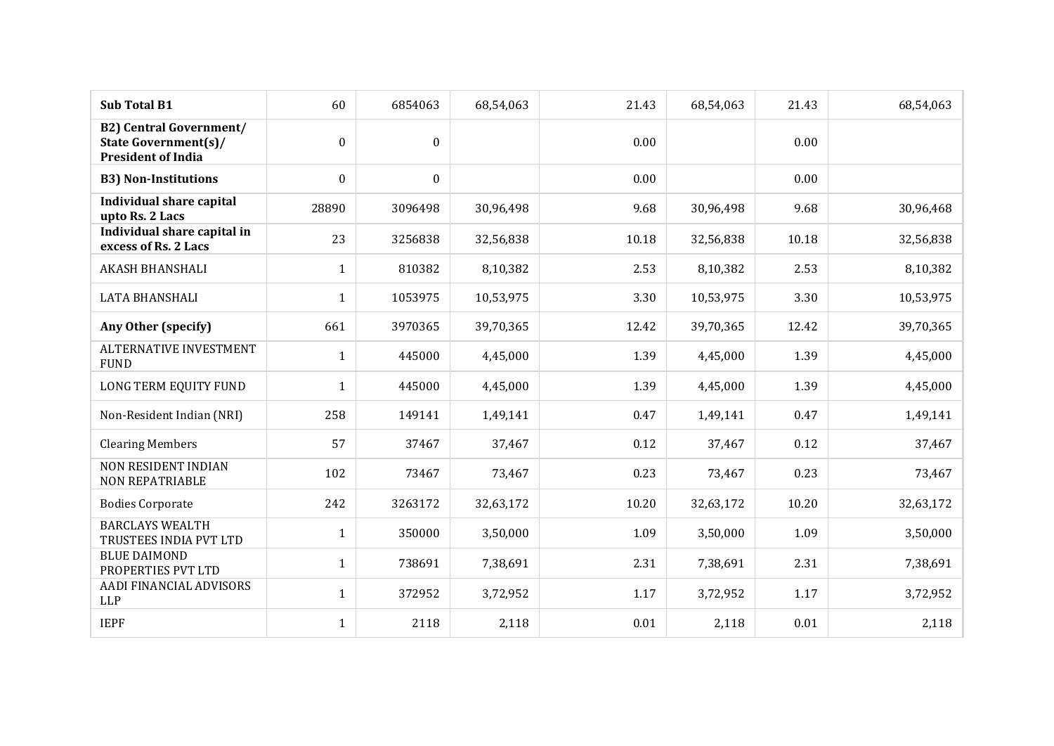| **Sub Total B1** | 60 | 6854063 | 68,54,063 | 21.43 | 68,54,063 | 21.43 | 68,54,063 |
|---|---|---|---|---|---|---|---|
| **B2) Central Government/ State Government(s)/ President of India** | 0 | 0 | | 0.00 | | 0.00 | |
| **B3) Non-Institutions** | 0 | 0 | | 0.00 | | 0.00 | |
| **Individual share capital upto Rs. 2 Lacs** | 28890 | 3096498 | 30,96,498 | 9.68 | 30,96,498 | 9.68 | 30,96,468 |
| **Individual share capital in excess of Rs. 2 Lacs** | 23 | 3256838 | 32,56,838 | 10.18 | 32,56,838 | 10.18 | 32,56,838 |
| AKASH BHANSHALI | 1 | 810382 | 8,10,382 | 2.53 | 8,10,382 | 2.53 | 8,10,382 |
| LATA BHANSHALI | 1 | 1053975 | 10,53,975 | 3.30 | 10,53,975 | 3.30 | 10,53,975 |
| **Any Other (specify)** | 661 | 3970365 | 39,70,365 | 12.42 | 39,70,365 | 12.42 | 39,70,365 |
| ALTERNATIVE INVESTMENT FUND | 1 | 445000 | 4,45,000 | 1.39 | 4,45,000 | 1.39 | 4,45,000 |
| LONG TERM EQUITY FUND | 1 | 445000 | 4,45,000 | 1.39 | 4,45,000 | 1.39 | 4,45,000 |
| Non-Resident Indian (NRI) | 258 | 149141 | 1,49,141 | 0.47 | 1,49,141 | 0.47 | 1,49,141 |
| Clearing Members | 57 | 37467 | 37,467 | 0.12 | 37,467 | 0.12 | 37,467 |
| NON RESIDENT INDIAN NON REPATRIABLE | 102 | 73467 | 73,467 | 0.23 | 73,467 | 0.23 | 73,467 |
| Bodies Corporate | 242 | 3263172 | 32,63,172 | 10.20 | 32,63,172 | 10.20 | 32,63,172 |
| BARCLAYS WEALTH TRUSTEES INDIA PVT LTD | 1 | 350000 | 3,50,000 | 1.09 | 3,50,000 | 1.09 | 3,50,000 |
| BLUE DAIMOND PROPERTIES PVT LTD | 1 | 738691 | 7,38,691 | 2.31 | 7,38,691 | 2.31 | 7,38,691 |
| AADI FINANCIAL ADVISORS LLP | 1 | 372952 | 3,72,952 | 1.17 | 3,72,952 | 1.17 | 3,72,952 |
| IEPF | 1 | 2118 | 2,118 | 0.01 | 2,118 | 0.01 | 2,118 |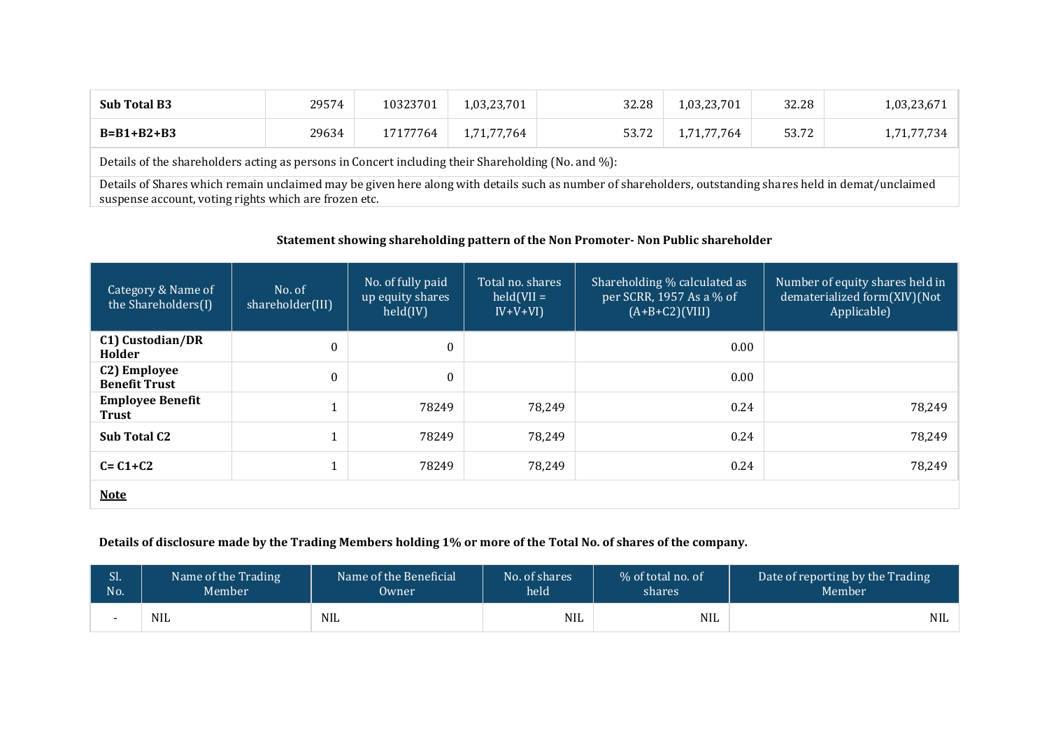| | | | | | | | |
|---|---|---|---|---|---|---|---|
| **Sub Total B3** | 29574 | 10323701 | 1,03,23,701 | 32.28 | 1,03,23,701 | 32.28 | 1,03,23,671 |
| **B=B1+B2+B3** | 29634 | 17177764 | 1,71,77,764 | 53.72 | 1,71,77,764 | 53.72 | 1,71,77,734 |

Details of the shareholders acting as persons in Concert including their Shareholding (No. and %):

Details of Shares which remain unclaimed may be given here along with details such as number of shareholders, outstanding shares held in demat/unclaimed suspense account, voting rights which are frozen etc.

### Statement showing shareholding pattern of the Non Promoter- Non Public shareholder

| Category & Name of the Shareholders(I) | No. of shareholder(III) | No. of fully paid up equity shares held(IV) | Total no. shares held(VII = IV+V+VI) | Shareholding % calculated as per SCRR, 1957 As a % of (A+B+C2)(VIII) | Number of equity shares held in dematerialized form(XIV)(Not Applicable) |
|---|---|---|---|---|---|
| **C1) Custodian/DR Holder** | 0 | 0 | | 0.00 | |
| **C2) Employee Benefit Trust** | 0 | 0 | | 0.00 | |
| **Employee Benefit Trust** | 1 | 78249 | 78,249 | 0.24 | 78,249 |
| **Sub Total C2** | 1 | 78249 | 78,249 | 0.24 | 78,249 |
| **C= C1+C2** | 1 | 78249 | 78,249 | 0.24 | 78,249 |

**Note**

### Details of disclosure made by the Trading Members holding 1% or more of the Total No. of shares of the company.

| Sl. No. | Name of the Trading Member | Name of the Beneficial Owner | No. of shares held | % of total no. of shares | Date of reporting by the Trading Member |
|---|---|---|---|---|---|
| - | NIL | NIL | NIL | NIL | NIL |